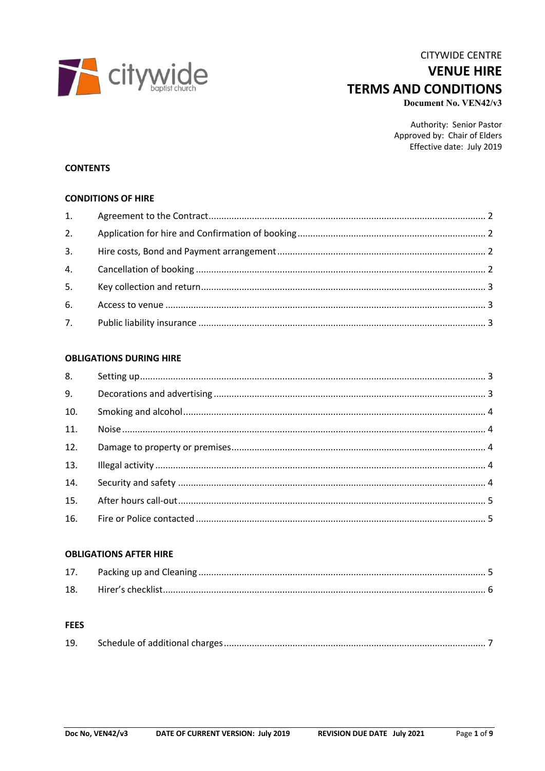CITYWIDE CENTRE

# VENUE HIRE TERMS AND CONDITIONS

**Document No. VEN42/v3**

Authority: Senior Pastor
Approved by: Chair of Elders
Effective date: July 2019

**CONTENTS**

**CONDITIONS OF HIRE**

| | | |
|---|---|---|
| 1. | Agreement to the Contract | 2 |
| 2. | Application for hire and Confirmation of booking | 2 |
| 3. | Hire costs, Bond and Payment arrangement | 2 |
| 4. | Cancellation of booking | 2 |
| 5. | Key collection and return | 3 |
| 6. | Access to venue | 3 |
| 7. | Public liability insurance | 3 |

**OBLIGATIONS DURING HIRE**

| | | |
|---|---|---|
| 8. | Setting up | 3 |
| 9. | Decorations and advertising | 3 |
| 10. | Smoking and alcohol | 4 |
| 11. | Noise | 4 |
| 12. | Damage to property or premises | 4 |
| 13. | Illegal activity | 4 |
| 14. | Security and safety | 4 |
| 15. | After hours call-out | 5 |
| 16. | Fire or Police contacted | 5 |

**OBLIGATIONS AFTER HIRE**

| | | |
|---|---|---|
| 17. | Packing up and Cleaning | 5 |
| 18. | Hirer's checklist | 6 |

**FEES**

| | | |
|---|---|---|
| 19. | Schedule of additional charges | 7 |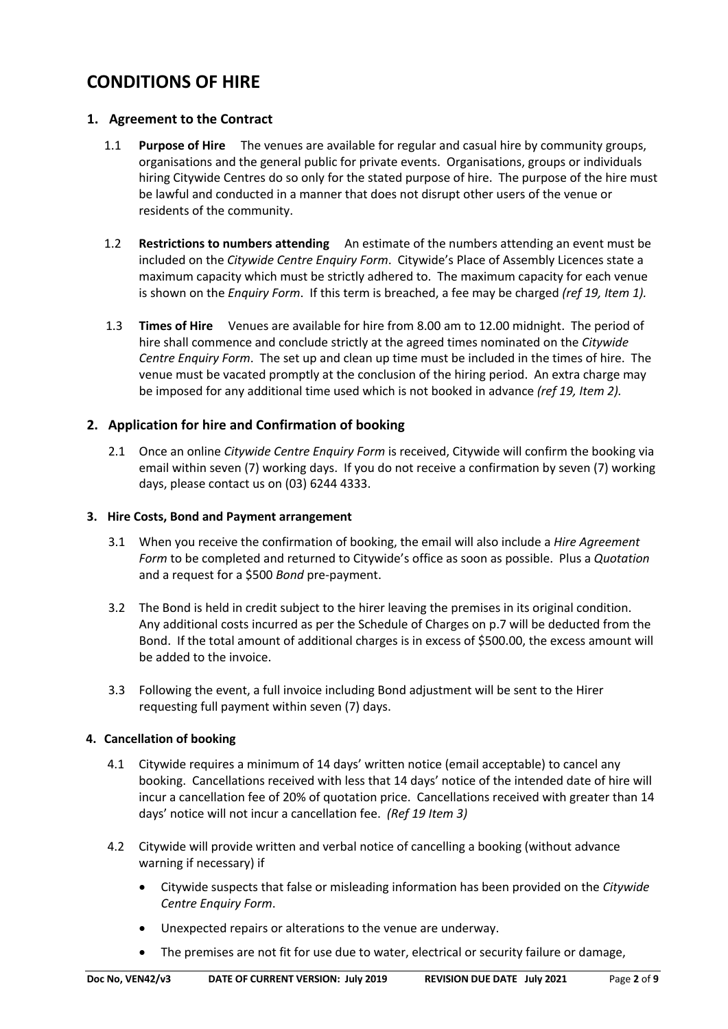# CONDITIONS OF HIRE

## 1. Agreement to the Contract

1.1 **Purpose of Hire** The venues are available for regular and casual hire by community groups, organisations and the general public for private events. Organisations, groups or individuals hiring Citywide Centres do so only for the stated purpose of hire. The purpose of the hire must be lawful and conducted in a manner that does not disrupt other users of the venue or residents of the community.

1.2 **Restrictions to numbers attending** An estimate of the numbers attending an event must be included on the *Citywide Centre Enquiry Form*. Citywide's Place of Assembly Licences state a maximum capacity which must be strictly adhered to. The maximum capacity for each venue is shown on the *Enquiry Form*. If this term is breached, a fee may be charged *(ref 19, Item 1).*

1.3 **Times of Hire** Venues are available for hire from 8.00 am to 12.00 midnight. The period of hire shall commence and conclude strictly at the agreed times nominated on the *Citywide Centre Enquiry Form*. The set up and clean up time must be included in the times of hire. The venue must be vacated promptly at the conclusion of the hiring period. An extra charge may be imposed for any additional time used which is not booked in advance *(ref 19, Item 2).*

## 2. Application for hire and Confirmation of booking

2.1 Once an online *Citywide Centre Enquiry Form* is received, Citywide will confirm the booking via email within seven (7) working days. If you do not receive a confirmation by seven (7) working days, please contact us on (03) 6244 4333.

### 3. Hire Costs, Bond and Payment arrangement

3.1 When you receive the confirmation of booking, the email will also include a *Hire Agreement Form* to be completed and returned to Citywide's office as soon as possible. Plus a *Quotation* and a request for a $500 *Bond* pre-payment.

3.2 The Bond is held in credit subject to the hirer leaving the premises in its original condition. Any additional costs incurred as per the Schedule of Charges on p.7 will be deducted from the Bond. If the total amount of additional charges is in excess of $500.00, the excess amount will be added to the invoice.

3.3 Following the event, a full invoice including Bond adjustment will be sent to the Hirer requesting full payment within seven (7) days.

### 4. Cancellation of booking

4.1 Citywide requires a minimum of 14 days' written notice (email acceptable) to cancel any booking. Cancellations received with less that 14 days' notice of the intended date of hire will incur a cancellation fee of 20% of quotation price. Cancellations received with greater than 14 days' notice will not incur a cancellation fee. *(Ref 19 Item 3)*

4.2 Citywide will provide written and verbal notice of cancelling a booking (without advance warning if necessary) if

- Citywide suspects that false or misleading information has been provided on the *Citywide Centre Enquiry Form*.
- Unexpected repairs or alterations to the venue are underway.
- The premises are not fit for use due to water, electrical or security failure or damage,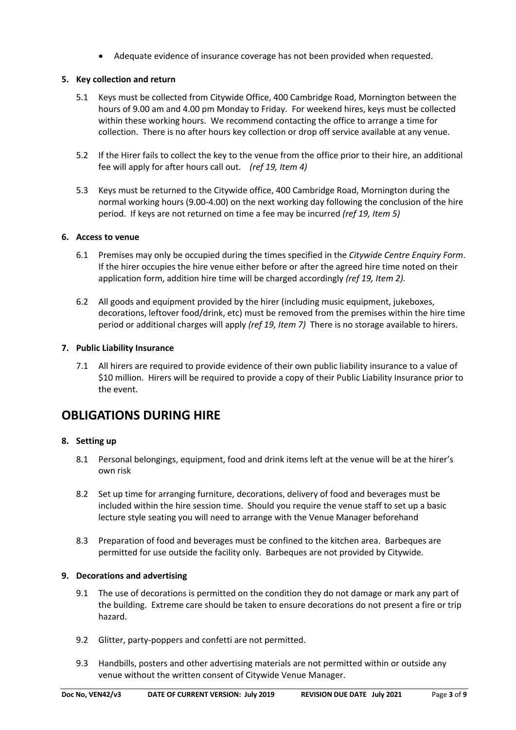- Adequate evidence of insurance coverage has not been provided when requested.

**5. Key collection and return**

5.1 Keys must be collected from Citywide Office, 400 Cambridge Road, Mornington between the hours of 9.00 am and 4.00 pm Monday to Friday. For weekend hires, keys must be collected within these working hours. We recommend contacting the office to arrange a time for collection. There is no after hours key collection or drop off service available at any venue.

5.2 If the Hirer fails to collect the key to the venue from the office prior to their hire, an additional fee will apply for after hours call out. *(ref 19, Item 4)*

5.3 Keys must be returned to the Citywide office, 400 Cambridge Road, Mornington during the normal working hours (9.00-4.00) on the next working day following the conclusion of the hire period. If keys are not returned on time a fee may be incurred *(ref 19, Item 5)*

**6. Access to venue**

6.1 Premises may only be occupied during the times specified in the *Citywide Centre Enquiry Form*. If the hirer occupies the hire venue either before or after the agreed hire time noted on their application form, addition hire time will be charged accordingly *(ref 19, Item 2).*

6.2 All goods and equipment provided by the hirer (including music equipment, jukeboxes, decorations, leftover food/drink, etc) must be removed from the premises within the hire time period or additional charges will apply *(ref 19, Item 7)* There is no storage available to hirers.

**7. Public Liability Insurance**

7.1 All hirers are required to provide evidence of their own public liability insurance to a value of $10 million. Hirers will be required to provide a copy of their Public Liability Insurance prior to the event.

# OBLIGATIONS DURING HIRE

**8. Setting up**

8.1 Personal belongings, equipment, food and drink items left at the venue will be at the hirer's own risk

8.2 Set up time for arranging furniture, decorations, delivery of food and beverages must be included within the hire session time. Should you require the venue staff to set up a basic lecture style seating you will need to arrange with the Venue Manager beforehand

8.3 Preparation of food and beverages must be confined to the kitchen area. Barbeques are permitted for use outside the facility only. Barbeques are not provided by Citywide.

**9. Decorations and advertising**

9.1 The use of decorations is permitted on the condition they do not damage or mark any part of the building. Extreme care should be taken to ensure decorations do not present a fire or trip hazard.

9.2 Glitter, party-poppers and confetti are not permitted.

9.3 Handbills, posters and other advertising materials are not permitted within or outside any venue without the written consent of Citywide Venue Manager.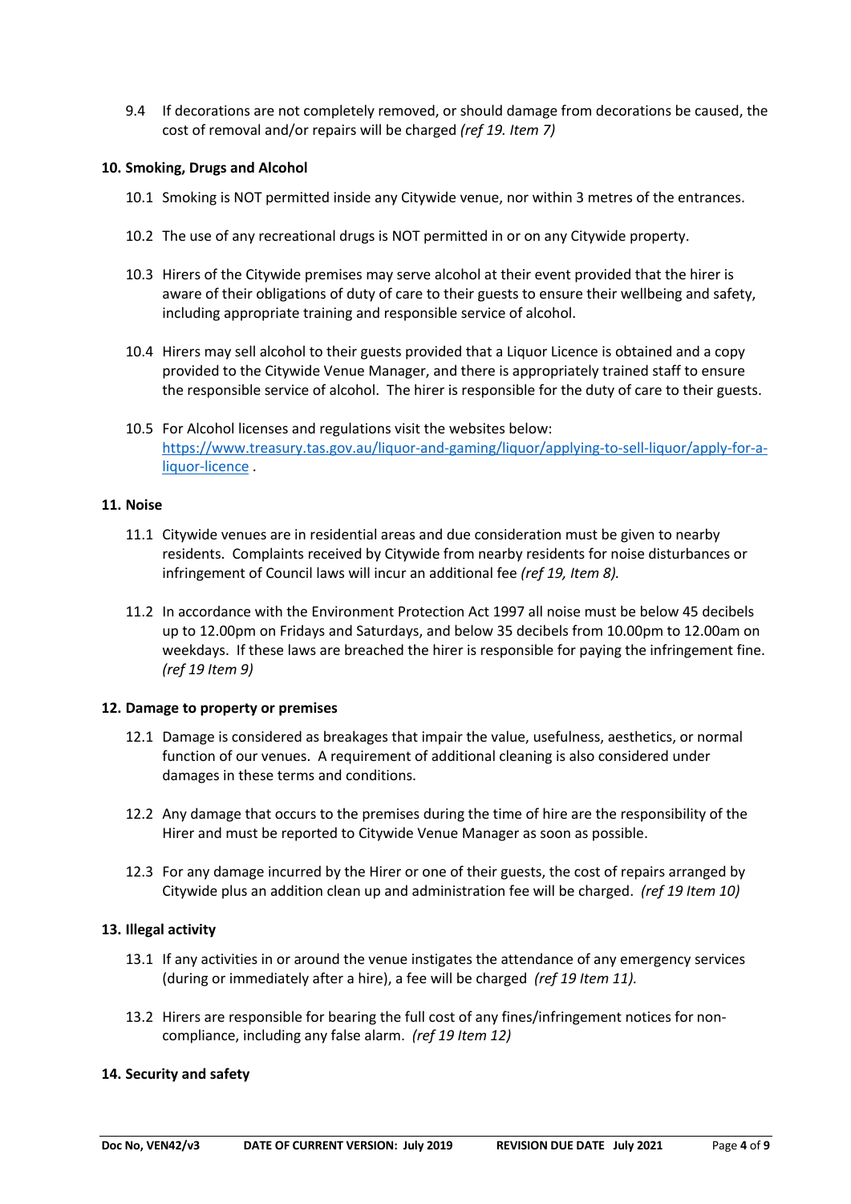9.4 If decorations are not completely removed, or should damage from decorations be caused, the cost of removal and/or repairs will be charged *(ref 19. Item 7)*

## 10. Smoking, Drugs and Alcohol

10.1 Smoking is NOT permitted inside any Citywide venue, nor within 3 metres of the entrances.

10.2 The use of any recreational drugs is NOT permitted in or on any Citywide property.

10.3 Hirers of the Citywide premises may serve alcohol at their event provided that the hirer is aware of their obligations of duty of care to their guests to ensure their wellbeing and safety, including appropriate training and responsible service of alcohol.

10.4 Hirers may sell alcohol to their guests provided that a Liquor Licence is obtained and a copy provided to the Citywide Venue Manager, and there is appropriately trained staff to ensure the responsible service of alcohol. The hirer is responsible for the duty of care to their guests.

10.5 For Alcohol licenses and regulations visit the websites below: [https://www.treasury.tas.gov.au/liquor-and-gaming/liquor/applying-to-sell-liquor/apply-for-a-liquor-licence](https://www.treasury.tas.gov.au/liquor-and-gaming/liquor/applying-to-sell-liquor/apply-for-a-liquor-licence) .

## 11. Noise

11.1 Citywide venues are in residential areas and due consideration must be given to nearby residents. Complaints received by Citywide from nearby residents for noise disturbances or infringement of Council laws will incur an additional fee *(ref 19, Item 8).*

11.2 In accordance with the Environment Protection Act 1997 all noise must be below 45 decibels up to 12.00pm on Fridays and Saturdays, and below 35 decibels from 10.00pm to 12.00am on weekdays. If these laws are breached the hirer is responsible for paying the infringement fine. *(ref 19 Item 9)*

## 12. Damage to property or premises

12.1 Damage is considered as breakages that impair the value, usefulness, aesthetics, or normal function of our venues. A requirement of additional cleaning is also considered under damages in these terms and conditions.

12.2 Any damage that occurs to the premises during the time of hire are the responsibility of the Hirer and must be reported to Citywide Venue Manager as soon as possible.

12.3 For any damage incurred by the Hirer or one of their guests, the cost of repairs arranged by Citywide plus an addition clean up and administration fee will be charged. *(ref 19 Item 10)*

## 13. Illegal activity

13.1 If any activities in or around the venue instigates the attendance of any emergency services (during or immediately after a hire), a fee will be charged *(ref 19 Item 11).*

13.2 Hirers are responsible for bearing the full cost of any fines/infringement notices for non-compliance, including any false alarm. *(ref 19 Item 12)*

## 14. Security and safety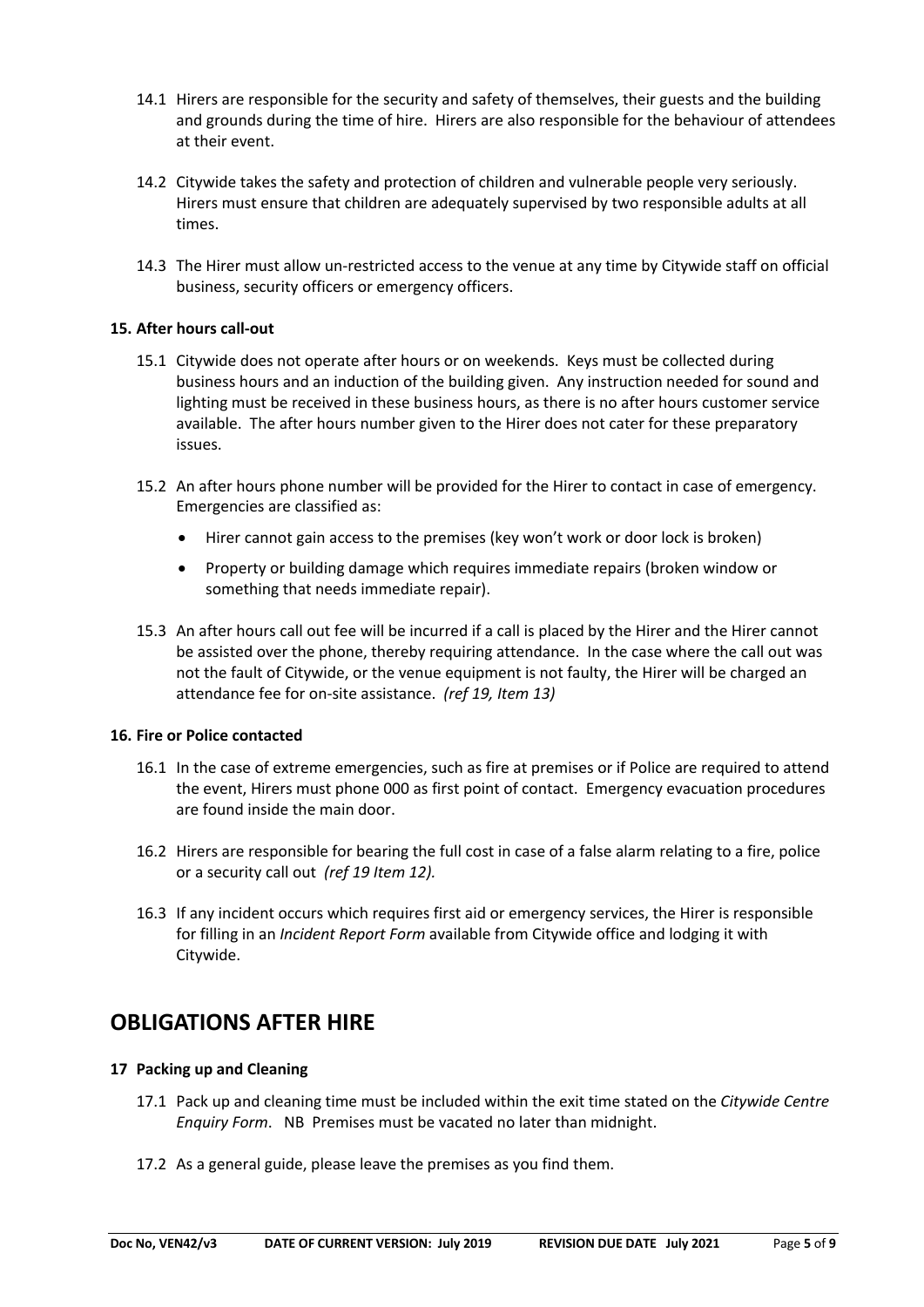14.1 Hirers are responsible for the security and safety of themselves, their guests and the building and grounds during the time of hire. Hirers are also responsible for the behaviour of attendees at their event.

14.2 Citywide takes the safety and protection of children and vulnerable people very seriously. Hirers must ensure that children are adequately supervised by two responsible adults at all times.

14.3 The Hirer must allow un-restricted access to the venue at any time by Citywide staff on official business, security officers or emergency officers.

**15. After hours call-out**

15.1 Citywide does not operate after hours or on weekends. Keys must be collected during business hours and an induction of the building given. Any instruction needed for sound and lighting must be received in these business hours, as there is no after hours customer service available. The after hours number given to the Hirer does not cater for these preparatory issues.

15.2 An after hours phone number will be provided for the Hirer to contact in case of emergency. Emergencies are classified as:

- Hirer cannot gain access to the premises (key won't work or door lock is broken)
- Property or building damage which requires immediate repairs (broken window or something that needs immediate repair).

15.3 An after hours call out fee will be incurred if a call is placed by the Hirer and the Hirer cannot be assisted over the phone, thereby requiring attendance. In the case where the call out was not the fault of Citywide, or the venue equipment is not faulty, the Hirer will be charged an attendance fee for on-site assistance. *(ref 19, Item 13)*

**16. Fire or Police contacted**

16.1 In the case of extreme emergencies, such as fire at premises or if Police are required to attend the event, Hirers must phone 000 as first point of contact. Emergency evacuation procedures are found inside the main door.

16.2 Hirers are responsible for bearing the full cost in case of a false alarm relating to a fire, police or a security call out *(ref 19 Item 12).*

16.3 If any incident occurs which requires first aid or emergency services, the Hirer is responsible for filling in an *Incident Report Form* available from Citywide office and lodging it with Citywide.

## OBLIGATIONS AFTER HIRE

**17 Packing up and Cleaning**

17.1 Pack up and cleaning time must be included within the exit time stated on the *Citywide Centre Enquiry Form*. NB Premises must be vacated no later than midnight.

17.2 As a general guide, please leave the premises as you find them.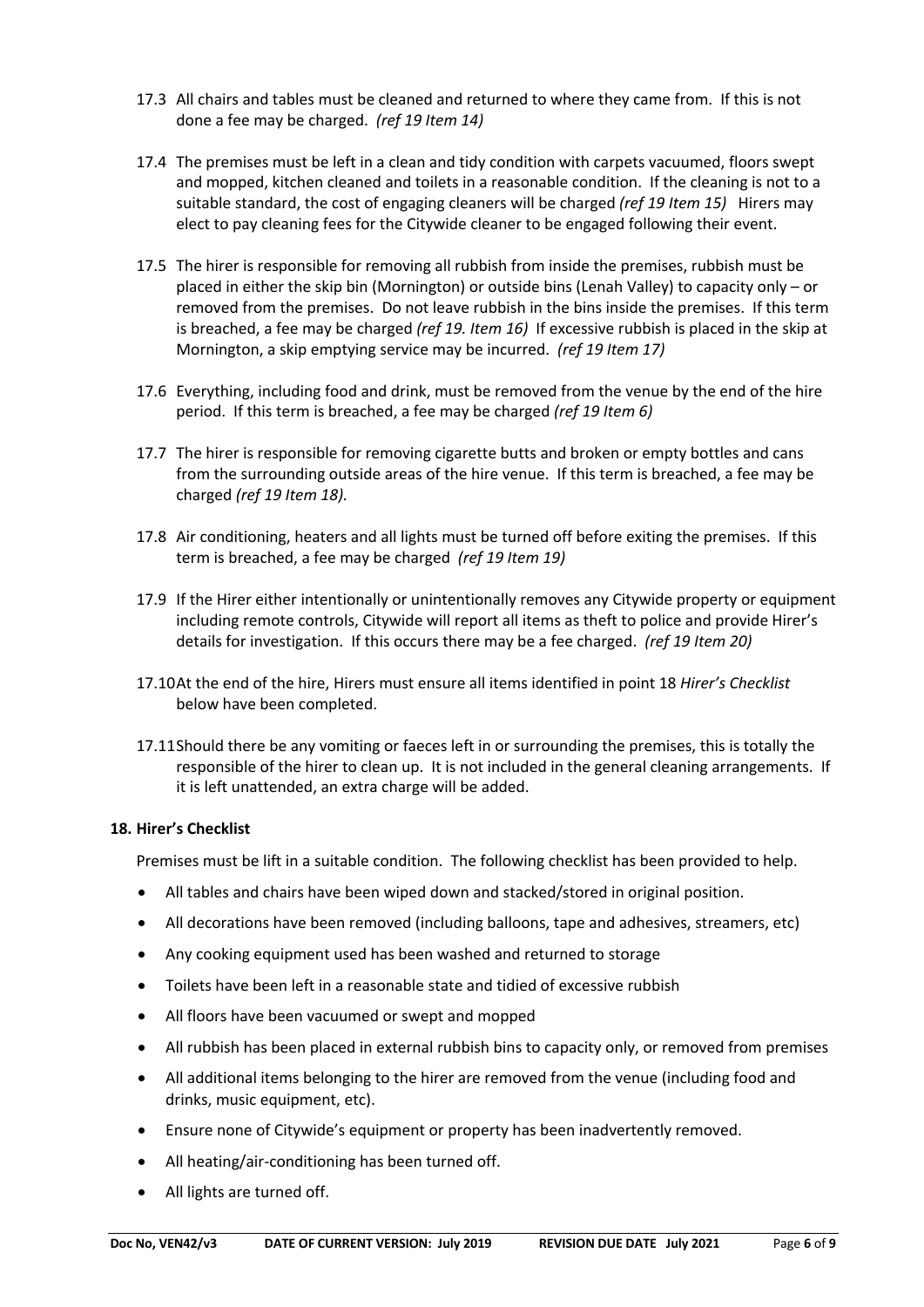17.3 All chairs and tables must be cleaned and returned to where they came from. If this is not done a fee may be charged. *(ref 19 Item 14)*

17.4 The premises must be left in a clean and tidy condition with carpets vacuumed, floors swept and mopped, kitchen cleaned and toilets in a reasonable condition. If the cleaning is not to a suitable standard, the cost of engaging cleaners will be charged *(ref 19 Item 15)* Hirers may elect to pay cleaning fees for the Citywide cleaner to be engaged following their event.

17.5 The hirer is responsible for removing all rubbish from inside the premises, rubbish must be placed in either the skip bin (Mornington) or outside bins (Lenah Valley) to capacity only – or removed from the premises. Do not leave rubbish in the bins inside the premises. If this term is breached, a fee may be charged *(ref 19. Item 16)* If excessive rubbish is placed in the skip at Mornington, a skip emptying service may be incurred. *(ref 19 Item 17)*

17.6 Everything, including food and drink, must be removed from the venue by the end of the hire period. If this term is breached, a fee may be charged *(ref 19 Item 6)*

17.7 The hirer is responsible for removing cigarette butts and broken or empty bottles and cans from the surrounding outside areas of the hire venue. If this term is breached, a fee may be charged *(ref 19 Item 18).*

17.8 Air conditioning, heaters and all lights must be turned off before exiting the premises. If this term is breached, a fee may be charged *(ref 19 Item 19)*

17.9 If the Hirer either intentionally or unintentionally removes any Citywide property or equipment including remote controls, Citywide will report all items as theft to police and provide Hirer's details for investigation. If this occurs there may be a fee charged. *(ref 19 Item 20)*

17.10 At the end of the hire, Hirers must ensure all items identified in point 18 *Hirer's Checklist* below have been completed.

17.11 Should there be any vomiting or faeces left in or surrounding the premises, this is totally the responsible of the hirer to clean up. It is not included in the general cleaning arrangements. If it is left unattended, an extra charge will be added.

**18. Hirer's Checklist**

Premises must be lift in a suitable condition. The following checklist has been provided to help.

- All tables and chairs have been wiped down and stacked/stored in original position.
- All decorations have been removed (including balloons, tape and adhesives, streamers, etc)
- Any cooking equipment used has been washed and returned to storage
- Toilets have been left in a reasonable state and tidied of excessive rubbish
- All floors have been vacuumed or swept and mopped
- All rubbish has been placed in external rubbish bins to capacity only, or removed from premises
- All additional items belonging to the hirer are removed from the venue (including food and drinks, music equipment, etc).
- Ensure none of Citywide's equipment or property has been inadvertently removed.
- All heating/air-conditioning has been turned off.
- All lights are turned off.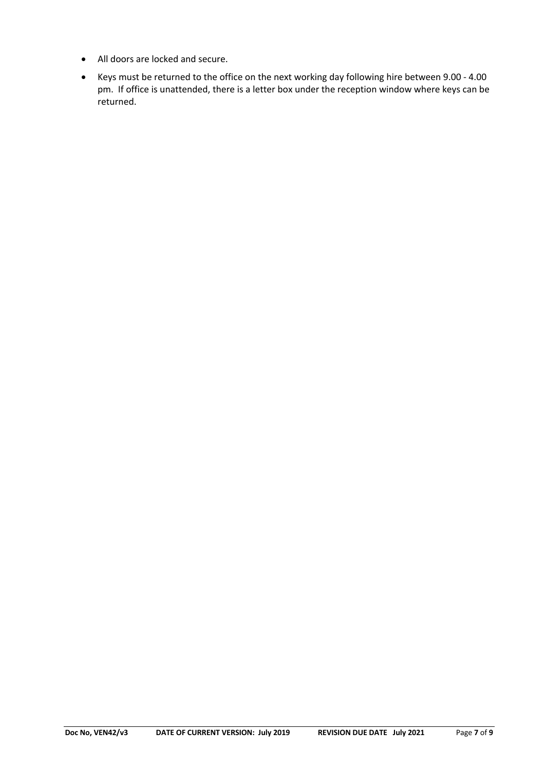- All doors are locked and secure.
- Keys must be returned to the office on the next working day following hire between 9.00 - 4.00 pm. If office is unattended, there is a letter box under the reception window where keys can be returned.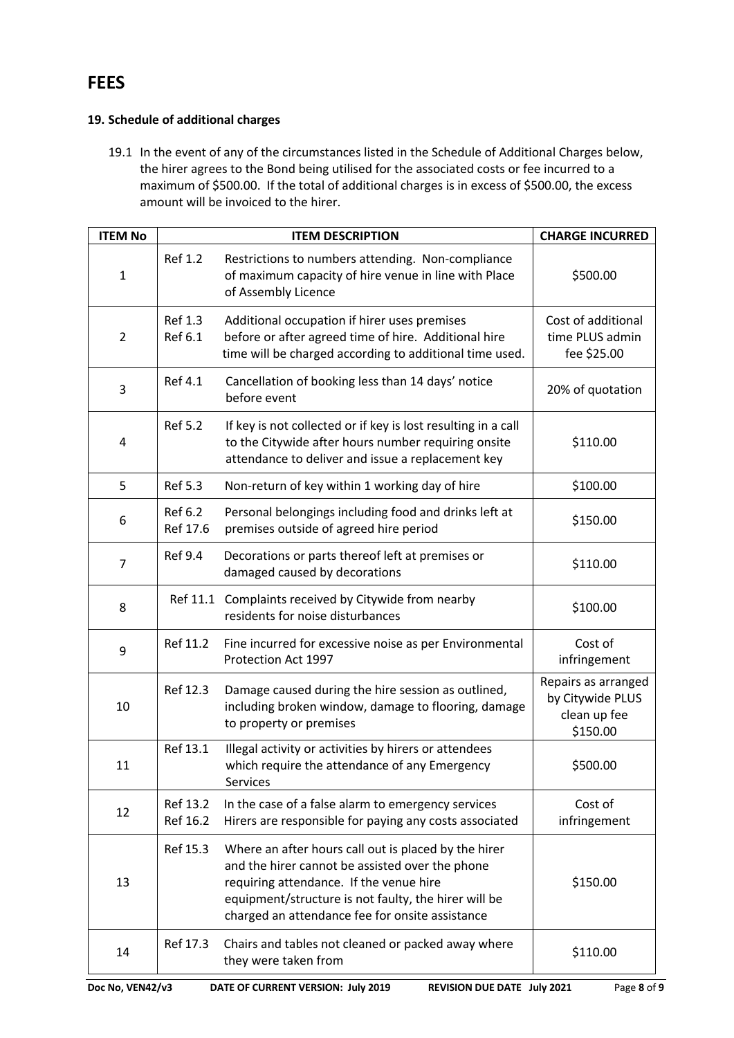# FEES

### 19. Schedule of additional charges

19.1 In the event of any of the circumstances listed in the Schedule of Additional Charges below, the hirer agrees to the Bond being utilised for the associated costs or fee incurred to a maximum of $500.00. If the total of additional charges is in excess of $500.00, the excess amount will be invoiced to the hirer.

| ITEM No | ITEM DESCRIPTION | | CHARGE INCURRED |
|---|---|---|---|
| 1 | Ref 1.2 | Restrictions to numbers attending. Non-compliance of maximum capacity of hire venue in line with Place of Assembly Licence | $500.00 |
| 2 | Ref 1.3<br>Ref 6.1 | Additional occupation if hirer uses premises before or after agreed time of hire. Additional hire time will be charged according to additional time used. | Cost of additional time PLUS admin fee $25.00 |
| 3 | Ref 4.1 | Cancellation of booking less than 14 days' notice before event | 20% of quotation |
| 4 | Ref 5.2 | If key is not collected or if key is lost resulting in a call to the Citywide after hours number requiring onsite attendance to deliver and issue a replacement key | $110.00 |
| 5 | Ref 5.3 | Non-return of key within 1 working day of hire | $100.00 |
| 6 | Ref 6.2<br>Ref 17.6 | Personal belongings including food and drinks left at premises outside of agreed hire period | $150.00 |
| 7 | Ref 9.4 | Decorations or parts thereof left at premises or damaged caused by decorations | $110.00 |
| 8 | Ref 11.1 | Complaints received by Citywide from nearby residents for noise disturbances | $100.00 |
| 9 | Ref 11.2 | Fine incurred for excessive noise as per Environmental Protection Act 1997 | Cost of infringement |
| 10 | Ref 12.3 | Damage caused during the hire session as outlined, including broken window, damage to flooring, damage to property or premises | Repairs as arranged by Citywide PLUS clean up fee $150.00 |
| 11 | Ref 13.1 | Illegal activity or activities by hirers or attendees which require the attendance of any Emergency Services | $500.00 |
| 12 | Ref 13.2<br>Ref 16.2 | In the case of a false alarm to emergency services Hirers are responsible for paying any costs associated | Cost of infringement |
| 13 | Ref 15.3 | Where an after hours call out is placed by the hirer and the hirer cannot be assisted over the phone requiring attendance. If the venue hire equipment/structure is not faulty, the hirer will be charged an attendance fee for onsite assistance | $150.00 |
| 14 | Ref 17.3 | Chairs and tables not cleaned or packed away where they were taken from | $110.00 |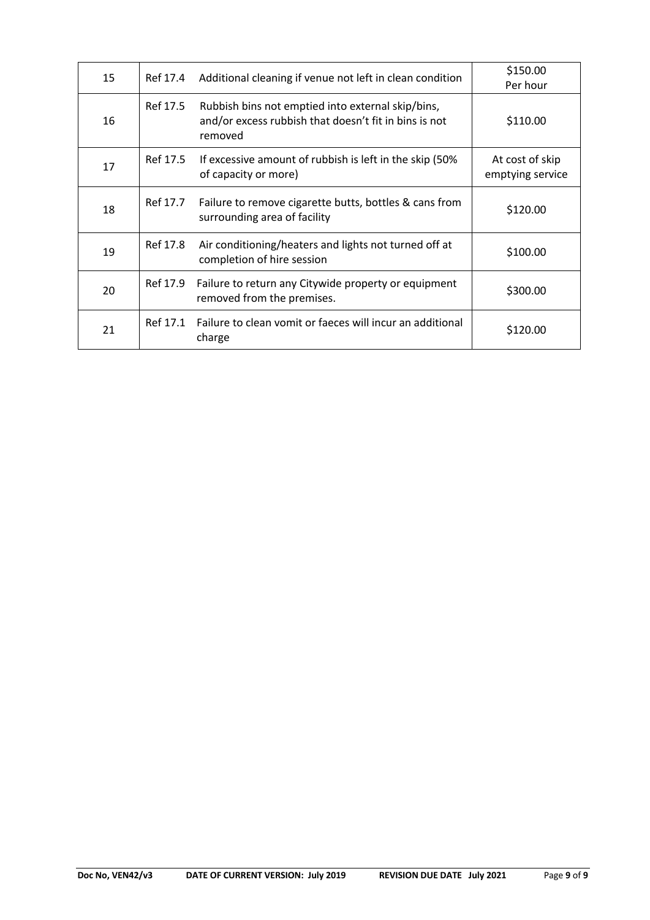| | | | |
|---|---|---|---|
| 15 | Ref 17.4 | Additional cleaning if venue not left in clean condition | $150.00 Per hour |
| 16 | Ref 17.5 | Rubbish bins not emptied into external skip/bins, and/or excess rubbish that doesn't fit in bins is not removed | $110.00 |
| 17 | Ref 17.5 | If excessive amount of rubbish is left in the skip (50% of capacity or more) | At cost of skip emptying service |
| 18 | Ref 17.7 | Failure to remove cigarette butts, bottles & cans from surrounding area of facility | $120.00 |
| 19 | Ref 17.8 | Air conditioning/heaters and lights not turned off at completion of hire session | $100.00 |
| 20 | Ref 17.9 | Failure to return any Citywide property or equipment removed from the premises. | $300.00 |
| 21 | Ref 17.1 | Failure to clean vomit or faeces will incur an additional charge | $120.00 |